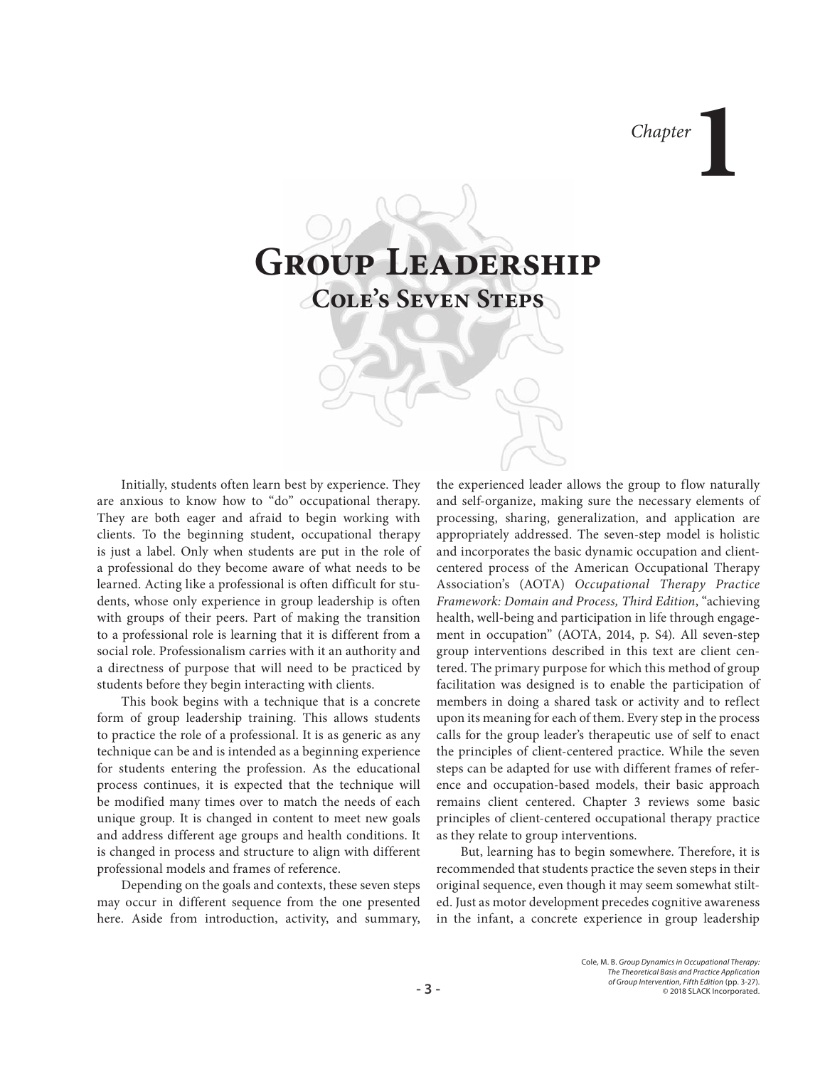Chapter 1

# Group Leadership

## Cole's Seven Steps

Initially, students often learn best by experience. They are anxious to know how to "do" occupational therapy. They are both eager and afraid to begin working with clients. To the beginning student, occupational therapy is just a label. Only when students are put in the role of a professional do they become aware of what needs to be learned. Acting like a professional is often difficult for students, whose only experience in group leadership is often with groups of their peers. Part of making the transition to a professional role is learning that it is different from a social role. Professionalism carries with it an authority and a directness of purpose that will need to be practiced by students before they begin interacting with clients.

This book begins with a technique that is a concrete form of group leadership training. This allows students to practice the role of a professional. It is as generic as any technique can be and is intended as a beginning experience for students entering the profession. As the educational process continues, it is expected that the technique will be modified many times over to match the needs of each unique group. It is changed in content to meet new goals and address different age groups and health conditions. It is changed in process and structure to align with different professional models and frames of reference.

Depending on the goals and contexts, these seven steps may occur in different sequence from the one presented here. Aside from introduction, activity, and summary, the experienced leader allows the group to flow naturally and self-organize, making sure the necessary elements of processing, sharing, generalization, and application are appropriately addressed. The seven-step model is holistic and incorporates the basic dynamic occupation and client-centered process of the American Occupational Therapy Association's (AOTA) *Occupational Therapy Practice Framework: Domain and Process, Third Edition*, "achieving health, well-being and participation in life through engagement in occupation" (AOTA, 2014, p. S4). All seven-step group interventions described in this text are client centered. The primary purpose for which this method of group facilitation was designed is to enable the participation of members in doing a shared task or activity and to reflect upon its meaning for each of them. Every step in the process calls for the group leader's therapeutic use of self to enact the principles of client-centered practice. While the seven steps can be adapted for use with different frames of reference and occupation-based models, their basic approach remains client centered. Chapter 3 reviews some basic principles of client-centered occupational therapy practice as they relate to group interventions.

But, learning has to begin somewhere. Therefore, it is recommended that students practice the seven steps in their original sequence, even though it may seem somewhat stilted. Just as motor development precedes cognitive awareness in the infant, a concrete experience in group leadership

Cole, M. B. *Group Dynamics in Occupational Therapy: The Theoretical Basis and Practice Application of Group Intervention, Fifth Edition* (pp. 3-27). © 2018 SLACK Incorporated.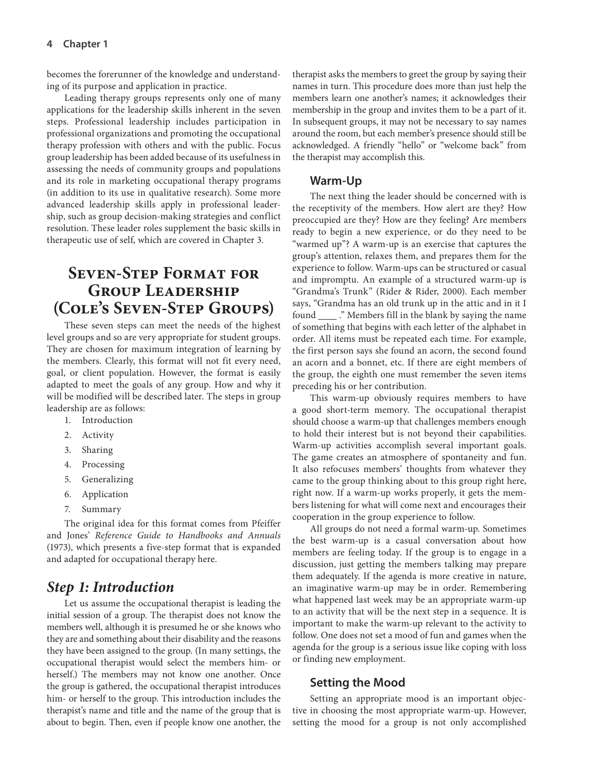becomes the forerunner of the knowledge and understanding of its purpose and application in practice.

Leading therapy groups represents only one of many applications for the leadership skills inherent in the seven steps. Professional leadership includes participation in professional organizations and promoting the occupational therapy profession with others and with the public. Focus group leadership has been added because of its usefulness in assessing the needs of community groups and populations and its role in marketing occupational therapy programs (in addition to its use in qualitative research). Some more advanced leadership skills apply in professional leadership, such as group decision-making strategies and conflict resolution. These leader roles supplement the basic skills in therapeutic use of self, which are covered in Chapter 3.

# Seven-Step Format for Group Leadership (Cole's Seven-Step Groups)

These seven steps can meet the needs of the highest level groups and so are very appropriate for student groups. They are chosen for maximum integration of learning by the members. Clearly, this format will not fit every need, goal, or client population. However, the format is easily adapted to meet the goals of any group. How and why it will be modified will be described later. The steps in group leadership are as follows:

1. Introduction
2. Activity
3. Sharing
4. Processing
5. Generalizing
6. Application
7. Summary

The original idea for this format comes from Pfeiffer and Jones' *Reference Guide to Handbooks and Annuals* (1973), which presents a five-step format that is expanded and adapted for occupational therapy here.

## *Step 1: Introduction*

Let us assume the occupational therapist is leading the initial session of a group. The therapist does not know the members well, although it is presumed he or she knows who they are and something about their disability and the reasons they have been assigned to the group. (In many settings, the occupational therapist would select the members him- or herself.) The members may not know one another. Once the group is gathered, the occupational therapist introduces him- or herself to the group. This introduction includes the therapist's name and title and the name of the group that is about to begin. Then, even if people know one another, the therapist asks the members to greet the group by saying their names in turn. This procedure does more than just help the members learn one another's names; it acknowledges their membership in the group and invites them to be a part of it. In subsequent groups, it may not be necessary to say names around the room, but each member's presence should still be acknowledged. A friendly "hello" or "welcome back" from the therapist may accomplish this.

### Warm-Up

The next thing the leader should be concerned with is the receptivity of the members. How alert are they? How preoccupied are they? How are they feeling? Are members ready to begin a new experience, or do they need to be "warmed up"? A warm-up is an exercise that captures the group's attention, relaxes them, and prepares them for the experience to follow. Warm-ups can be structured or casual and impromptu. An example of a structured warm-up is "Grandma's Trunk" (Rider & Rider, 2000). Each member says, "Grandma has an old trunk up in the attic and in it I found \_\_\_\_ ." Members fill in the blank by saying the name of something that begins with each letter of the alphabet in order. All items must be repeated each time. For example, the first person says she found an acorn, the second found an acorn and a bonnet, etc. If there are eight members of the group, the eighth one must remember the seven items preceding his or her contribution.

This warm-up obviously requires members to have a good short-term memory. The occupational therapist should choose a warm-up that challenges members enough to hold their interest but is not beyond their capabilities. Warm-up activities accomplish several important goals. The game creates an atmosphere of spontaneity and fun. It also refocuses members' thoughts from whatever they came to the group thinking about to this group right here, right now. If a warm-up works properly, it gets the members listening for what will come next and encourages their cooperation in the group experience to follow.

All groups do not need a formal warm-up. Sometimes the best warm-up is a casual conversation about how members are feeling today. If the group is to engage in a discussion, just getting the members talking may prepare them adequately. If the agenda is more creative in nature, an imaginative warm-up may be in order. Remembering what happened last week may be an appropriate warm-up to an activity that will be the next step in a sequence. It is important to make the warm-up relevant to the activity to follow. One does not set a mood of fun and games when the agenda for the group is a serious issue like coping with loss or finding new employment.

### Setting the Mood

Setting an appropriate mood is an important objective in choosing the most appropriate warm-up. However, setting the mood for a group is not only accomplished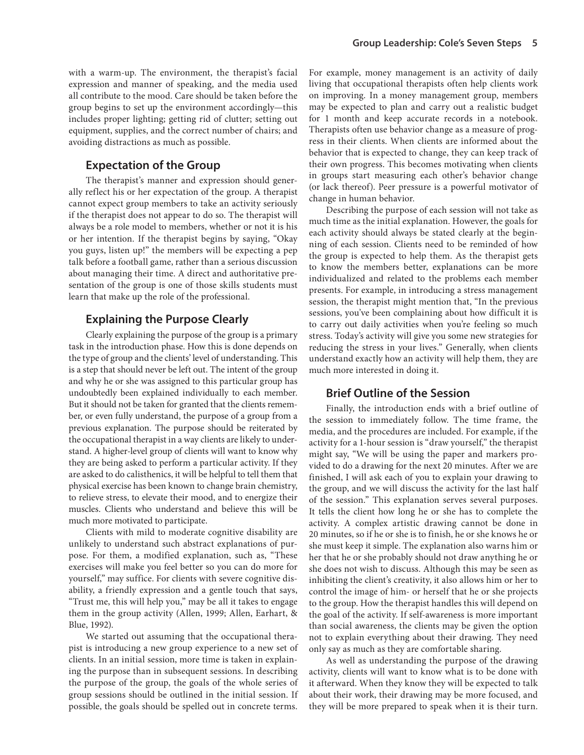with a warm-up. The environment, the therapist's facial expression and manner of speaking, and the media used all contribute to the mood. Care should be taken before the group begins to set up the environment accordingly—this includes proper lighting; getting rid of clutter; setting out equipment, supplies, and the correct number of chairs; and avoiding distractions as much as possible.

### Expectation of the Group

The therapist's manner and expression should generally reflect his or her expectation of the group. A therapist cannot expect group members to take an activity seriously if the therapist does not appear to do so. The therapist will always be a role model to members, whether or not it is his or her intention. If the therapist begins by saying, "Okay you guys, listen up!" the members will be expecting a pep talk before a football game, rather than a serious discussion about managing their time. A direct and authoritative presentation of the group is one of those skills students must learn that make up the role of the professional.

### Explaining the Purpose Clearly

Clearly explaining the purpose of the group is a primary task in the introduction phase. How this is done depends on the type of group and the clients' level of understanding. This is a step that should never be left out. The intent of the group and why he or she was assigned to this particular group has undoubtedly been explained individually to each member. But it should not be taken for granted that the clients remember, or even fully understand, the purpose of a group from a previous explanation. The purpose should be reiterated by the occupational therapist in a way clients are likely to understand. A higher-level group of clients will want to know why they are being asked to perform a particular activity. If they are asked to do calisthenics, it will be helpful to tell them that physical exercise has been known to change brain chemistry, to relieve stress, to elevate their mood, and to energize their muscles. Clients who understand and believe this will be much more motivated to participate.

Clients with mild to moderate cognitive disability are unlikely to understand such abstract explanations of purpose. For them, a modified explanation, such as, "These exercises will make you feel better so you can do more for yourself," may suffice. For clients with severe cognitive disability, a friendly expression and a gentle touch that says, "Trust me, this will help you," may be all it takes to engage them in the group activity (Allen, 1999; Allen, Earhart, & Blue, 1992).

We started out assuming that the occupational therapist is introducing a new group experience to a new set of clients. In an initial session, more time is taken in explaining the purpose than in subsequent sessions. In describing the purpose of the group, the goals of the whole series of group sessions should be outlined in the initial session. If possible, the goals should be spelled out in concrete terms. For example, money management is an activity of daily living that occupational therapists often help clients work on improving. In a money management group, members may be expected to plan and carry out a realistic budget for 1 month and keep accurate records in a notebook. Therapists often use behavior change as a measure of progress in their clients. When clients are informed about the behavior that is expected to change, they can keep track of their own progress. This becomes motivating when clients in groups start measuring each other's behavior change (or lack thereof). Peer pressure is a powerful motivator of change in human behavior.

Describing the purpose of each session will not take as much time as the initial explanation. However, the goals for each activity should always be stated clearly at the beginning of each session. Clients need to be reminded of how the group is expected to help them. As the therapist gets to know the members better, explanations can be more individualized and related to the problems each member presents. For example, in introducing a stress management session, the therapist might mention that, "In the previous sessions, you've been complaining about how difficult it is to carry out daily activities when you're feeling so much stress. Today's activity will give you some new strategies for reducing the stress in your lives." Generally, when clients understand exactly how an activity will help them, they are much more interested in doing it.

### Brief Outline of the Session

Finally, the introduction ends with a brief outline of the session to immediately follow. The time frame, the media, and the procedures are included. For example, if the activity for a 1-hour session is "draw yourself," the therapist might say, "We will be using the paper and markers provided to do a drawing for the next 20 minutes. After we are finished, I will ask each of you to explain your drawing to the group, and we will discuss the activity for the last half of the session." This explanation serves several purposes. It tells the client how long he or she has to complete the activity. A complex artistic drawing cannot be done in 20 minutes, so if he or she is to finish, he or she knows he or she must keep it simple. The explanation also warns him or her that he or she probably should not draw anything he or she does not wish to discuss. Although this may be seen as inhibiting the client's creativity, it also allows him or her to control the image of him- or herself that he or she projects to the group. How the therapist handles this will depend on the goal of the activity. If self-awareness is more important than social awareness, the clients may be given the option not to explain everything about their drawing. They need only say as much as they are comfortable sharing.

As well as understanding the purpose of the drawing activity, clients will want to know what is to be done with it afterward. When they know they will be expected to talk about their work, their drawing may be more focused, and they will be more prepared to speak when it is their turn.